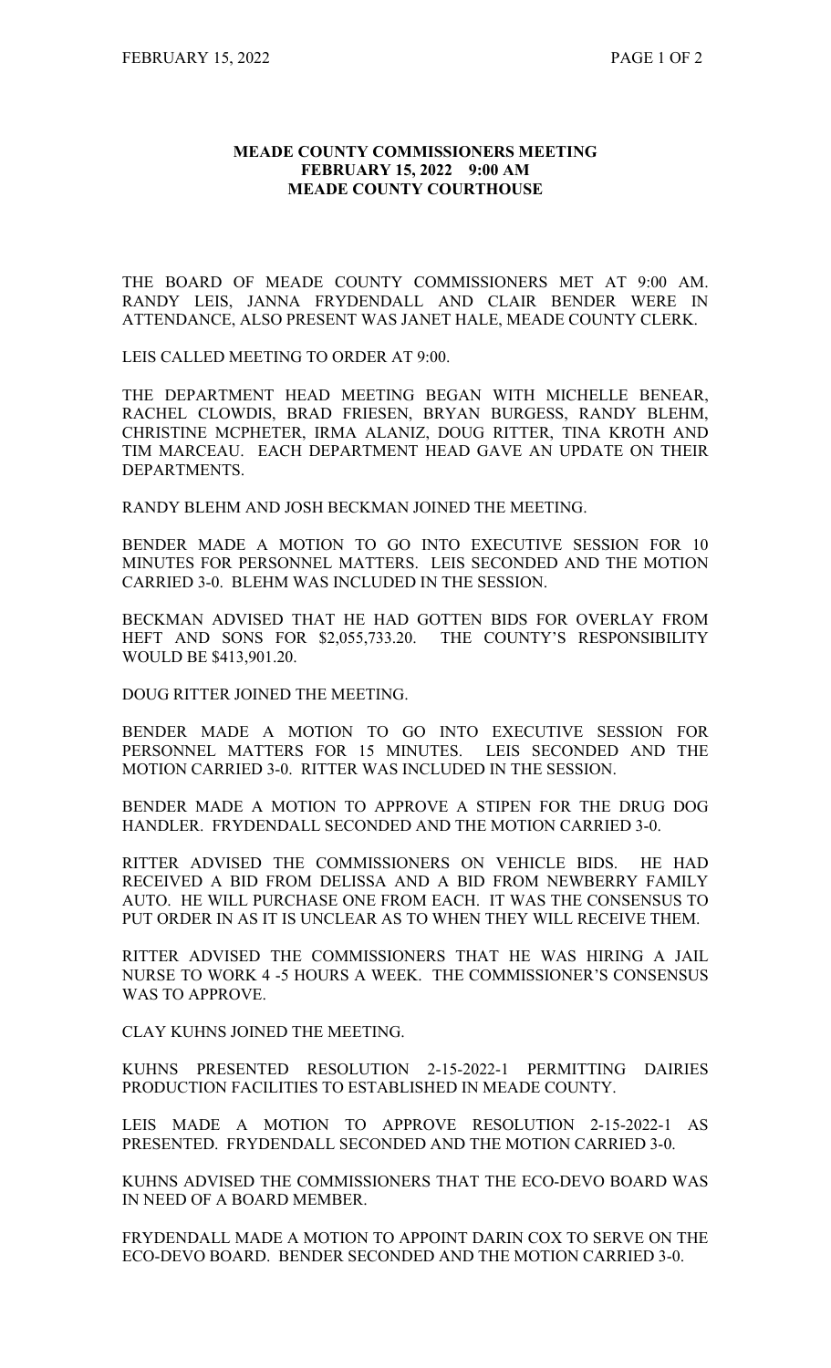**MEADE COUNTY COMMISSIONERS MEETING**
**FEBRUARY 15, 2022 9:00 AM**
**MEADE COUNTY COURTHOUSE**

THE BOARD OF MEADE COUNTY COMMISSIONERS MET AT 9:00 AM. RANDY LEIS, JANNA FRYDENDALL AND CLAIR BENDER WERE IN ATTENDANCE, ALSO PRESENT WAS JANET HALE, MEADE COUNTY CLERK.

LEIS CALLED MEETING TO ORDER AT 9:00.

THE DEPARTMENT HEAD MEETING BEGAN WITH MICHELLE BENEAR, RACHEL CLOWDIS, BRAD FRIESEN, BRYAN BURGESS, RANDY BLEHM, CHRISTINE MCPHETER, IRMA ALANIZ, DOUG RITTER, TINA KROTH AND TIM MARCEAU. EACH DEPARTMENT HEAD GAVE AN UPDATE ON THEIR DEPARTMENTS.

RANDY BLEHM AND JOSH BECKMAN JOINED THE MEETING.

BENDER MADE A MOTION TO GO INTO EXECUTIVE SESSION FOR 10 MINUTES FOR PERSONNEL MATTERS. LEIS SECONDED AND THE MOTION CARRIED 3-0. BLEHM WAS INCLUDED IN THE SESSION.

BECKMAN ADVISED THAT HE HAD GOTTEN BIDS FOR OVERLAY FROM HEFT AND SONS FOR $2,055,733.20. THE COUNTY'S RESPONSIBILITY WOULD BE $413,901.20.

DOUG RITTER JOINED THE MEETING.

BENDER MADE A MOTION TO GO INTO EXECUTIVE SESSION FOR PERSONNEL MATTERS FOR 15 MINUTES. LEIS SECONDED AND THE MOTION CARRIED 3-0. RITTER WAS INCLUDED IN THE SESSION.

BENDER MADE A MOTION TO APPROVE A STIPEN FOR THE DRUG DOG HANDLER. FRYDENDALL SECONDED AND THE MOTION CARRIED 3-0.

RITTER ADVISED THE COMMISSIONERS ON VEHICLE BIDS. HE HAD RECEIVED A BID FROM DELISSA AND A BID FROM NEWBERRY FAMILY AUTO. HE WILL PURCHASE ONE FROM EACH. IT WAS THE CONSENSUS TO PUT ORDER IN AS IT IS UNCLEAR AS TO WHEN THEY WILL RECEIVE THEM.

RITTER ADVISED THE COMMISSIONERS THAT HE WAS HIRING A JAIL NURSE TO WORK 4 -5 HOURS A WEEK. THE COMMISSIONER'S CONSENSUS WAS TO APPROVE.

CLAY KUHNS JOINED THE MEETING.

KUHNS PRESENTED RESOLUTION 2-15-2022-1 PERMITTING DAIRIES PRODUCTION FACILITIES TO ESTABLISHED IN MEADE COUNTY.

LEIS MADE A MOTION TO APPROVE RESOLUTION 2-15-2022-1 AS PRESENTED. FRYDENDALL SECONDED AND THE MOTION CARRIED 3-0.

KUHNS ADVISED THE COMMISSIONERS THAT THE ECO-DEVO BOARD WAS IN NEED OF A BOARD MEMBER.

FRYDENDALL MADE A MOTION TO APPOINT DARIN COX TO SERVE ON THE ECO-DEVO BOARD. BENDER SECONDED AND THE MOTION CARRIED 3-0.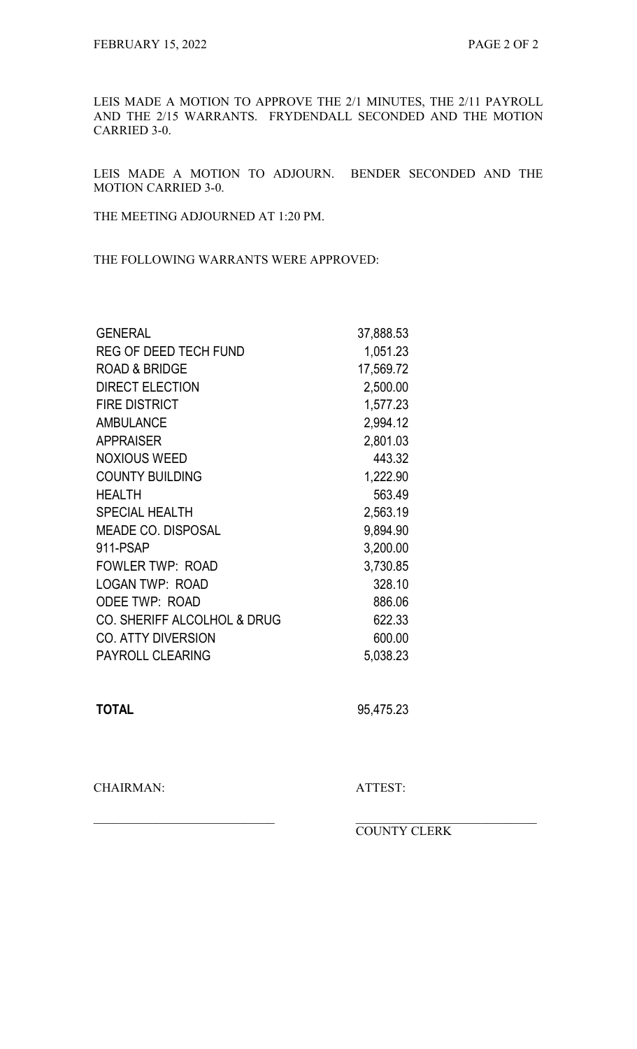LEIS MADE A MOTION TO APPROVE THE 2/1 MINUTES, THE 2/11 PAYROLL AND THE 2/15 WARRANTS. FRYDENDALL SECONDED AND THE MOTION CARRIED 3-0.

LEIS MADE A MOTION TO ADJOURN. BENDER SECONDED AND THE MOTION CARRIED 3-0.

THE MEETING ADJOURNED AT 1:20 PM.

THE FOLLOWING WARRANTS WERE APPROVED:

| | |
|---|---|
| GENERAL | 37,888.53 |
| REG OF DEED TECH FUND | 1,051.23 |
| ROAD & BRIDGE | 17,569.72 |
| DIRECT ELECTION | 2,500.00 |
| FIRE DISTRICT | 1,577.23 |
| AMBULANCE | 2,994.12 |
| APPRAISER | 2,801.03 |
| NOXIOUS WEED | 443.32 |
| COUNTY BUILDING | 1,222.90 |
| HEALTH | 563.49 |
| SPECIAL HEALTH | 2,563.19 |
| MEADE CO. DISPOSAL | 9,894.90 |
| 911-PSAP | 3,200.00 |
| FOWLER TWP: ROAD | 3,730.85 |
| LOGAN TWP: ROAD | 328.10 |
| ODEE TWP: ROAD | 886.06 |
| CO. SHERIFF ALCOLHOL & DRUG | 622.33 |
| CO. ATTY DIVERSION | 600.00 |
| PAYROLL CLEARING | 5,038.23 |
| **TOTAL** | 95,475.23 |

CHAIRMAN: ____________________

ATTEST: ____________________
COUNTY CLERK